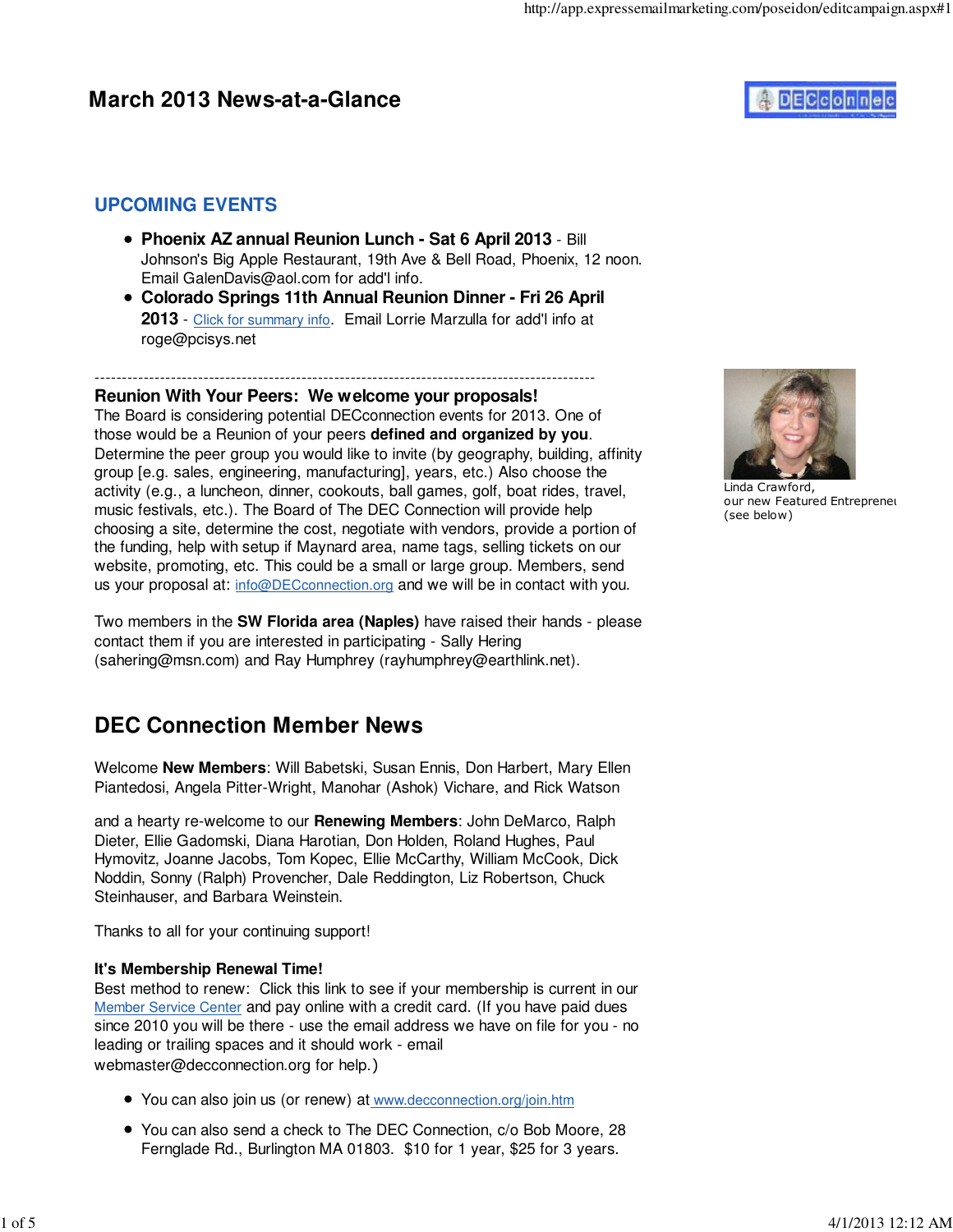# March 2013 News-at-a-Glance

## UPCOMING EVENTS

- **Phoenix AZ annual Reunion Lunch - Sat 6 April 2013** - Bill Johnson's Big Apple Restaurant, 19th Ave & Bell Road, Phoenix, 12 noon. Email GalenDavis@aol.com for add'l info.
- **Colorado Springs 11th Annual Reunion Dinner - Fri 26 April 2013** - Click for summary info. Email Lorrie Marzulla for add'l info at roge@pcisys.net

---

**Reunion With Your Peers: We welcome your proposals!**

The Board is considering potential DECconnection events for 2013. One of those would be a Reunion of your peers **defined and organized by you**. Determine the peer group you would like to invite (by geography, building, affinity group [e.g. sales, engineering, manufacturing], years, etc.) Also choose the activity (e.g., a luncheon, dinner, cookouts, ball games, golf, boat rides, travel, music festivals, etc.). The Board of The DEC Connection will provide help choosing a site, determine the cost, negotiate with vendors, provide a portion of the funding, help with setup if Maynard area, name tags, selling tickets on our website, promoting, etc. This could be a small or large group. Members, send us your proposal at: info@DECconnection.org and we will be in contact with you.

Two members in the **SW Florida area (Naples)** have raised their hands - please contact them if you are interested in participating - Sally Hering (sahering@msn.com) and Ray Humphrey (rayhumphrey@earthlink.net).

Linda Crawford,
our new Featured Entrepreneur
(see below)

## DEC Connection Member News

Welcome **New Members**: Will Babetski, Susan Ennis, Don Harbert, Mary Ellen Piantedosi, Angela Pitter-Wright, Manohar (Ashok) Vichare, and Rick Watson

and a hearty re-welcome to our **Renewing Members**: John DeMarco, Ralph Dieter, Ellie Gadomski, Diana Harotian, Don Holden, Roland Hughes, Paul Hymovitz, Joanne Jacobs, Tom Kopec, Ellie McCarthy, William McCook, Dick Noddin, Sonny (Ralph) Provencher, Dale Reddington, Liz Robertson, Chuck Steinhauser, and Barbara Weinstein.

Thanks to all for your continuing support!

**It's Membership Renewal Time!**

Best method to renew: Click this link to see if your membership is current in our Member Service Center and pay online with a credit card. (If you have paid dues since 2010 you will be there - use the email address we have on file for you - no leading or trailing spaces and it should work - email webmaster@decconnection.org for help.)

- You can also join us (or renew) at www.decconnection.org/join.htm
- You can also send a check to The DEC Connection, c/o Bob Moore, 28 Fernglade Rd., Burlington MA 01803. $10 for 1 year, $25 for 3 years.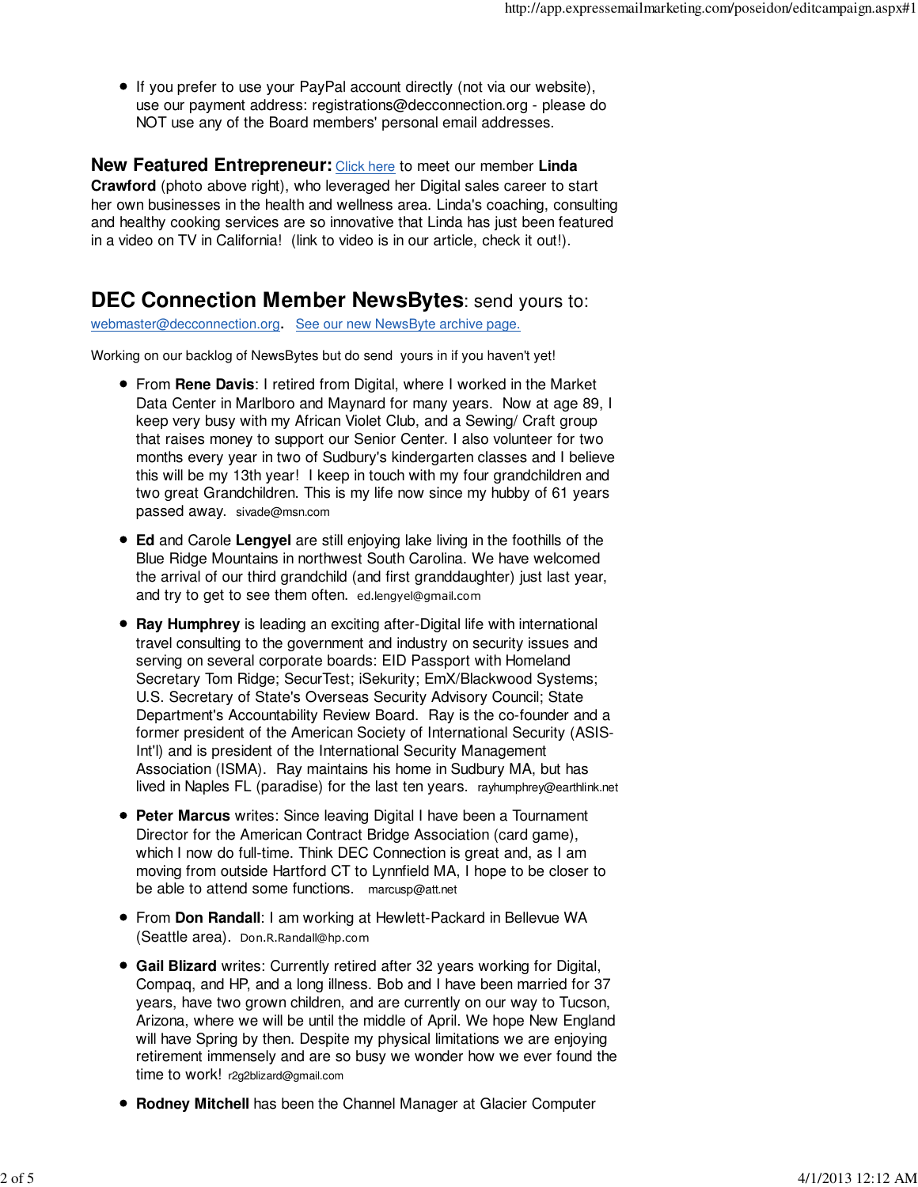- If you prefer to use your PayPal account directly (not via our website), use our payment address: registrations@decconnection.org - please do NOT use any of the Board members' personal email addresses.

**New Featured Entrepreneur:** Click here to meet our member **Linda Crawford** (photo above right), who leveraged her Digital sales career to start her own businesses in the health and wellness area. Linda's coaching, consulting and healthy cooking services are so innovative that Linda has just been featured in a video on TV in California! (link to video is in our article, check it out!).

## **DEC Connection Member NewsBytes**: send yours to:

webmaster@decconnection.org. See our new NewsByte archive page.

Working on our backlog of NewsBytes but do send yours in if you haven't yet!

- From **Rene Davis**: I retired from Digital, where I worked in the Market Data Center in Marlboro and Maynard for many years. Now at age 89, I keep very busy with my African Violet Club, and a Sewing/ Craft group that raises money to support our Senior Center. I also volunteer for two months every year in two of Sudbury's kindergarten classes and I believe this will be my 13th year! I keep in touch with my four grandchildren and two great Grandchildren. This is my life now since my hubby of 61 years passed away. sivade@msn.com

- **Ed** and Carole **Lengyel** are still enjoying lake living in the foothills of the Blue Ridge Mountains in northwest South Carolina. We have welcomed the arrival of our third grandchild (and first granddaughter) just last year, and try to get to see them often. ed.lengyel@gmail.com

- **Ray Humphrey** is leading an exciting after-Digital life with international travel consulting to the government and industry on security issues and serving on several corporate boards: EID Passport with Homeland Secretary Tom Ridge; SecurTest; iSekurity; EmX/Blackwood Systems; U.S. Secretary of State's Overseas Security Advisory Council; State Department's Accountability Review Board. Ray is the co-founder and a former president of the American Society of International Security (ASIS-Int'l) and is president of the International Security Management Association (ISMA). Ray maintains his home in Sudbury MA, but has lived in Naples FL (paradise) for the last ten years. rayhumphrey@earthlink.net

- **Peter Marcus** writes: Since leaving Digital I have been a Tournament Director for the American Contract Bridge Association (card game), which I now do full-time. Think DEC Connection is great and, as I am moving from outside Hartford CT to Lynnfield MA, I hope to be closer to be able to attend some functions. marcusp@att.net

- From **Don Randall**: I am working at Hewlett-Packard in Bellevue WA (Seattle area). Don.R.Randall@hp.com

- **Gail Blizard** writes: Currently retired after 32 years working for Digital, Compaq, and HP, and a long illness. Bob and I have been married for 37 years, have two grown children, and are currently on our way to Tucson, Arizona, where we will be until the middle of April. We hope New England will have Spring by then. Despite my physical limitations we are enjoying retirement immensely and are so busy we wonder how we ever found the time to work! r2g2blizard@gmail.com

- **Rodney Mitchell** has been the Channel Manager at Glacier Computer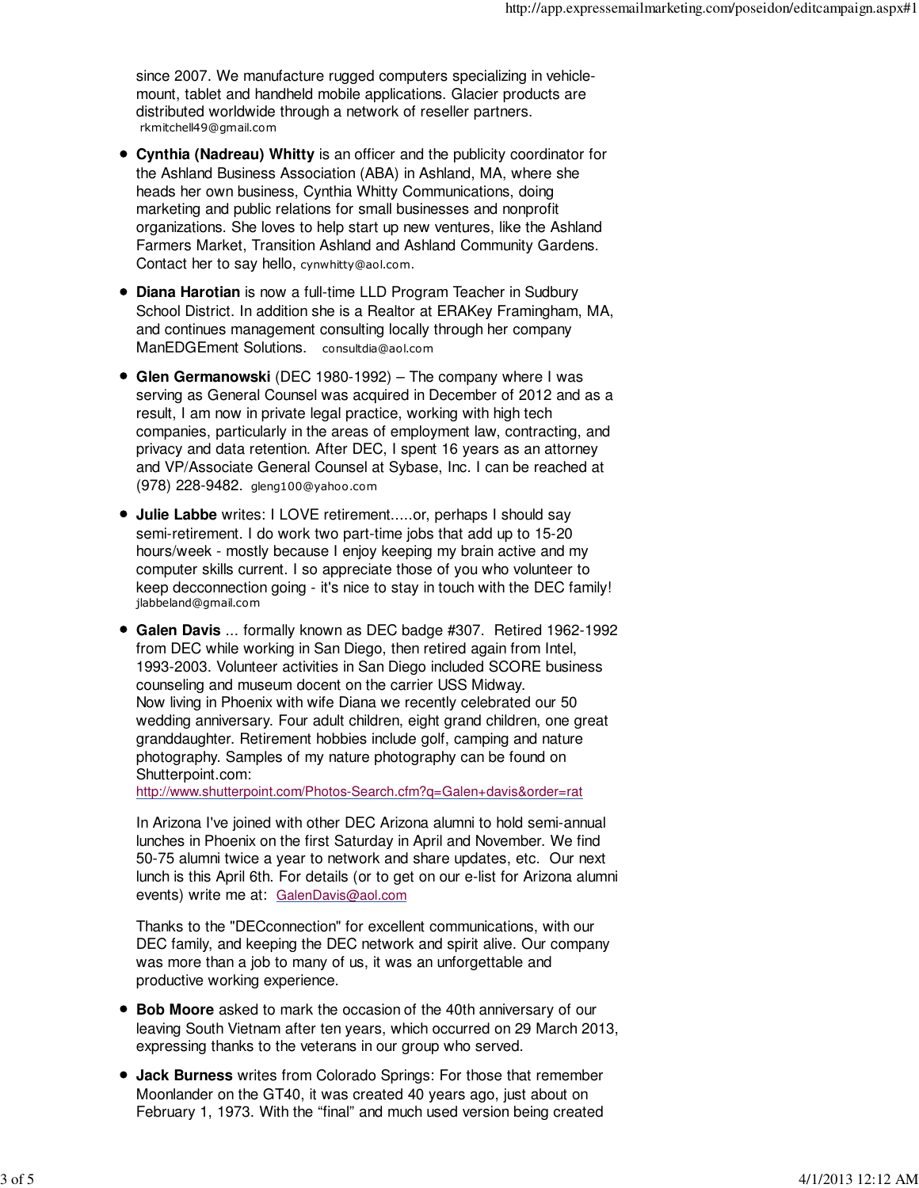since 2007. We manufacture rugged computers specializing in vehicle-mount, tablet and handheld mobile applications. Glacier products are distributed worldwide through a network of reseller partners.
rkmitchell49@gmail.com

- **Cynthia (Nadreau) Whitty** is an officer and the publicity coordinator for the Ashland Business Association (ABA) in Ashland, MA, where she heads her own business, Cynthia Whitty Communications, doing marketing and public relations for small businesses and nonprofit organizations. She loves to help start up new ventures, like the Ashland Farmers Market, Transition Ashland and Ashland Community Gardens. Contact her to say hello, cynwhitty@aol.com.

- **Diana Harotian** is now a full-time LLD Program Teacher in Sudbury School District. In addition she is a Realtor at ERAKey Framingham, MA, and continues management consulting locally through her company ManEDGEment Solutions. consultdia@aol.com

- **Glen Germanowski** (DEC 1980-1992) – The company where I was serving as General Counsel was acquired in December of 2012 and as a result, I am now in private legal practice, working with high tech companies, particularly in the areas of employment law, contracting, and privacy and data retention. After DEC, I spent 16 years as an attorney and VP/Associate General Counsel at Sybase, Inc. I can be reached at (978) 228-9482. gleng100@yahoo.com

- **Julie Labbe** writes: I LOVE retirement.....or, perhaps I should say semi-retirement. I do work two part-time jobs that add up to 15-20 hours/week - mostly because I enjoy keeping my brain active and my computer skills current. I so appreciate those of you who volunteer to keep decconnection going - it's nice to stay in touch with the DEC family! jlabbeland@gmail.com

- **Galen Davis** ... formally known as DEC badge #307. Retired 1962-1992 from DEC while working in San Diego, then retired again from Intel, 1993-2003. Volunteer activities in San Diego included SCORE business counseling and museum docent on the carrier USS Midway.
  Now living in Phoenix with wife Diana we recently celebrated our 50 wedding anniversary. Four adult children, eight grand children, one great granddaughter. Retirement hobbies include golf, camping and nature photography. Samples of my nature photography can be found on Shutterpoint.com:
  http://www.shutterpoint.com/Photos-Search.cfm?q=Galen+davis&order=rat

  In Arizona I've joined with other DEC Arizona alumni to hold semi-annual lunches in Phoenix on the first Saturday in April and November. We find 50-75 alumni twice a year to network and share updates, etc. Our next lunch is this April 6th. For details (or to get on our e-list for Arizona alumni events) write me at: GalenDavis@aol.com

  Thanks to the "DECconnection" for excellent communications, with our DEC family, and keeping the DEC network and spirit alive. Our company was more than a job to many of us, it was an unforgettable and productive working experience.

- **Bob Moore** asked to mark the occasion of the 40th anniversary of our leaving South Vietnam after ten years, which occurred on 29 March 2013, expressing thanks to the veterans in our group who served.

- **Jack Burness** writes from Colorado Springs: For those that remember Moonlander on the GT40, it was created 40 years ago, just about on February 1, 1973. With the "final" and much used version being created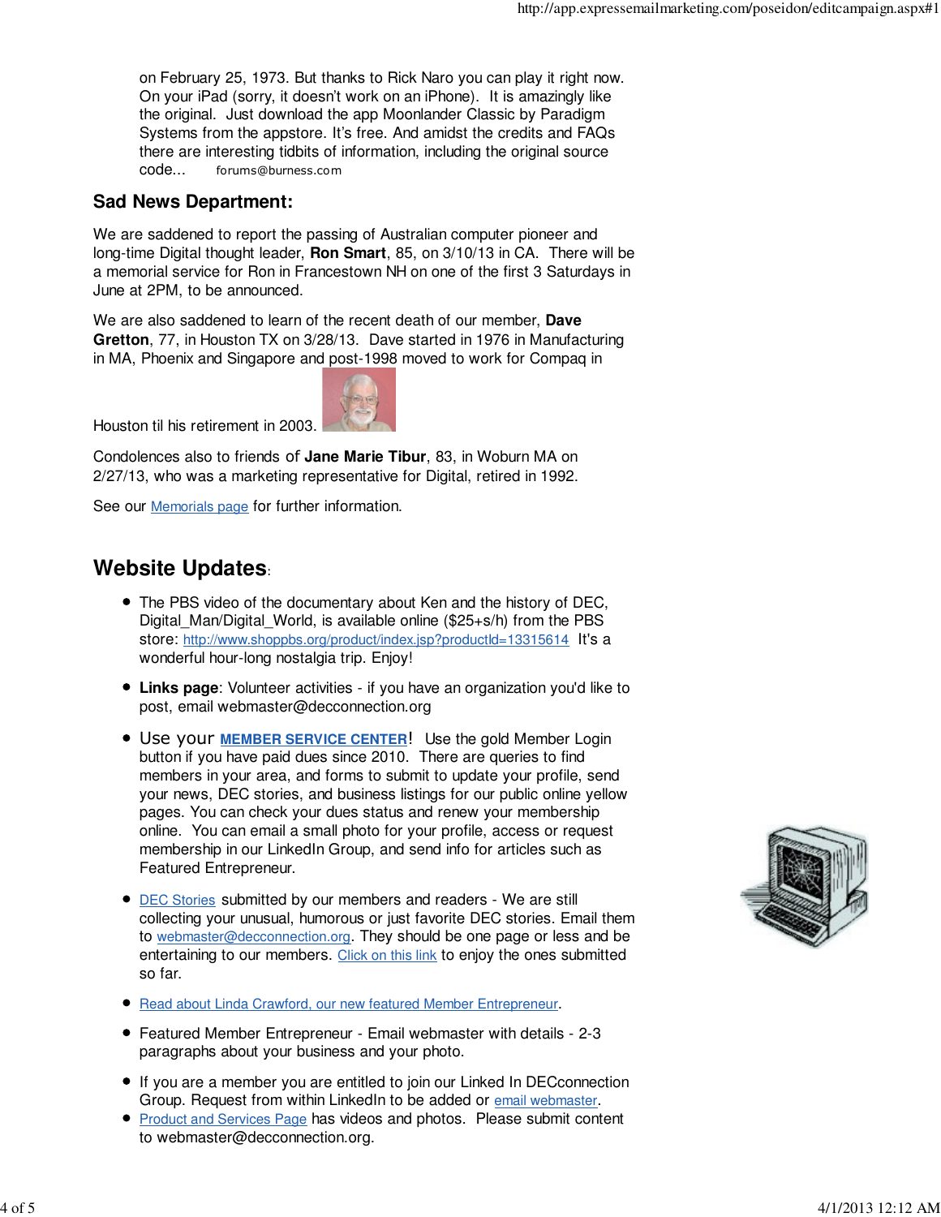on February 25, 1973. But thanks to Rick Naro you can play it right now. On your iPad (sorry, it doesn't work on an iPhone). It is amazingly like the original. Just download the app Moonlander Classic by Paradigm Systems from the appstore. It's free. And amidst the credits and FAQs there are interesting tidbits of information, including the original source code... forums@burness.com

### Sad News Department:

We are saddened to report the passing of Australian computer pioneer and long-time Digital thought leader, **Ron Smart**, 85, on 3/10/13 in CA. There will be a memorial service for Ron in Francestown NH on one of the first 3 Saturdays in June at 2PM, to be announced.

We are also saddened to learn of the recent death of our member, **Dave Gretton**, 77, in Houston TX on 3/28/13. Dave started in 1976 in Manufacturing in MA, Phoenix and Singapore and post-1998 moved to work for Compaq in Houston til his retirement in 2003.

Condolences also to friends of **Jane Marie Tibur**, 83, in Woburn MA on 2/27/13, who was a marketing representative for Digital, retired in 1992.

See our Memorials page for further information.

## Website Updates:

- The PBS video of the documentary about Ken and the history of DEC, Digital_Man/Digital_World, is available online ($25+s/h) from the PBS store: http://www.shoppbs.org/product/index.jsp?productId=13315614 It's a wonderful hour-long nostalgia trip. Enjoy!
- **Links page**: Volunteer activities - if you have an organization you'd like to post, email webmaster@decconnection.org
- Use your **MEMBER SERVICE CENTER**! Use the gold Member Login button if you have paid dues since 2010. There are queries to find members in your area, and forms to submit to update your profile, send your news, DEC stories, and business listings for our public online yellow pages. You can check your dues status and renew your membership online. You can email a small photo for your profile, access or request membership in our LinkedIn Group, and send info for articles such as Featured Entrepreneur.
- DEC Stories submitted by our members and readers - We are still collecting your unusual, humorous or just favorite DEC stories. Email them to webmaster@decconnection.org. They should be one page or less and be entertaining to our members. Click on this link to enjoy the ones submitted so far.
- Read about Linda Crawford, our new featured Member Entrepreneur.
- Featured Member Entrepreneur - Email webmaster with details - 2-3 paragraphs about your business and your photo.
- If you are a member you are entitled to join our Linked In DECconnection Group. Request from within LinkedIn to be added or email webmaster.
- Product and Services Page has videos and photos. Please submit content to webmaster@decconnection.org.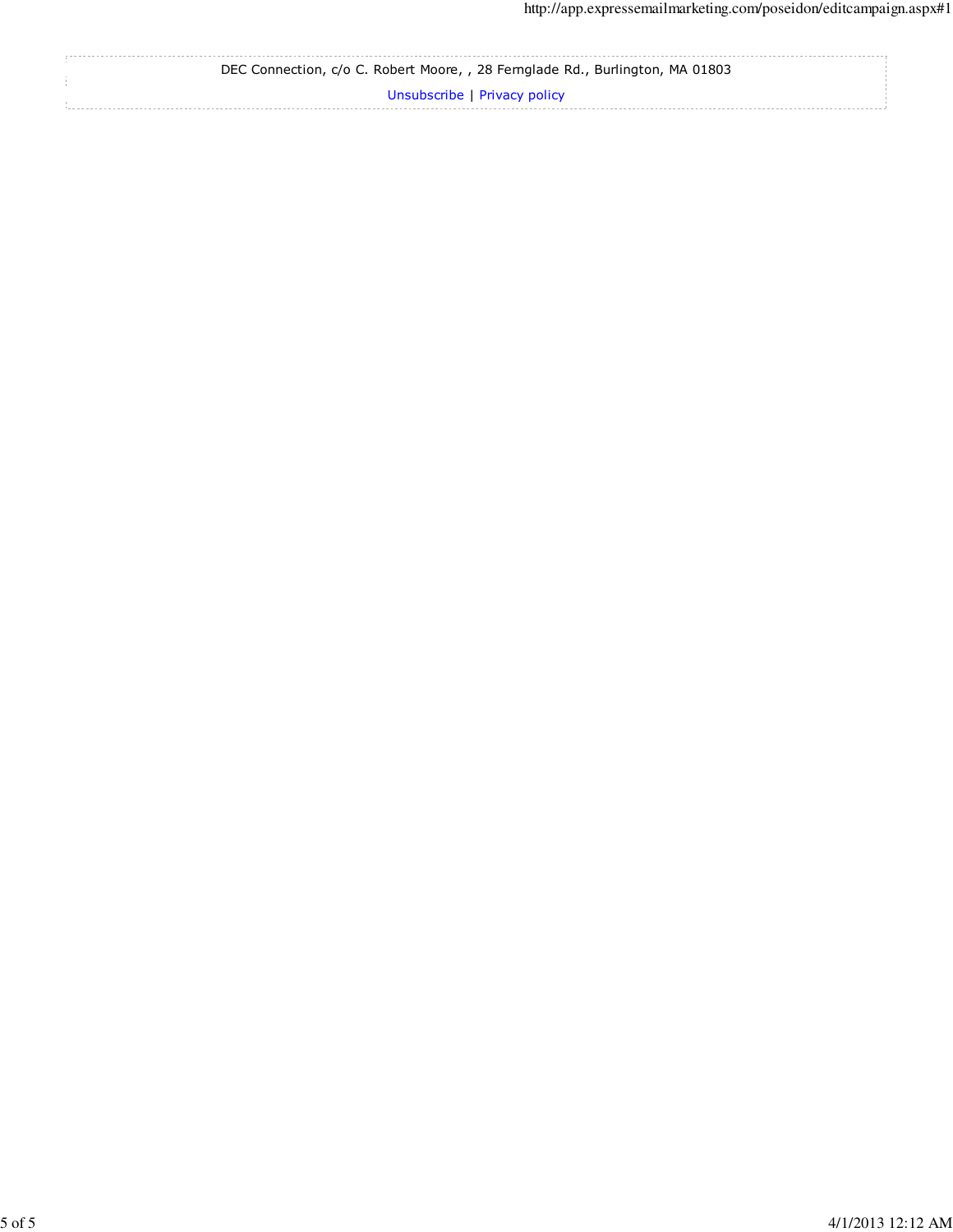DEC Connection, c/o C. Robert Moore, , 28 Fernglade Rd., Burlington, MA 01803

Unsubscribe | Privacy policy